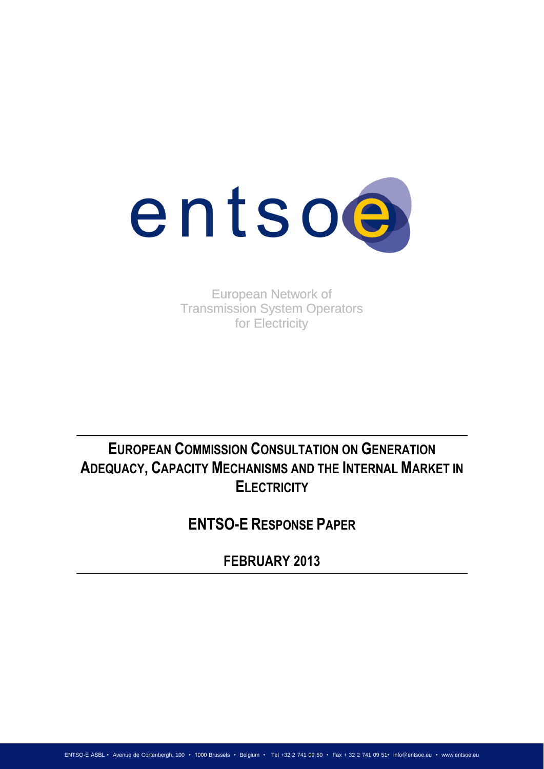entsoe

European Network of
Transmission System Operators
for Electricity

# EUROPEAN COMMISSION CONSULTATION ON GENERATION ADEQUACY, CAPACITY MECHANISMS AND THE INTERNAL MARKET IN ELECTRICITY

## ENTSO-E RESPONSE PAPER

## FEBRUARY 2013

ENTSO-E ASBL • Avenue de Cortenbergh, 100 • 1000 Brussels • Belgium • Tel +32 2 741 09 50 • Fax + 32 2 741 09 51• info@entsoe.eu • www.entsoe.eu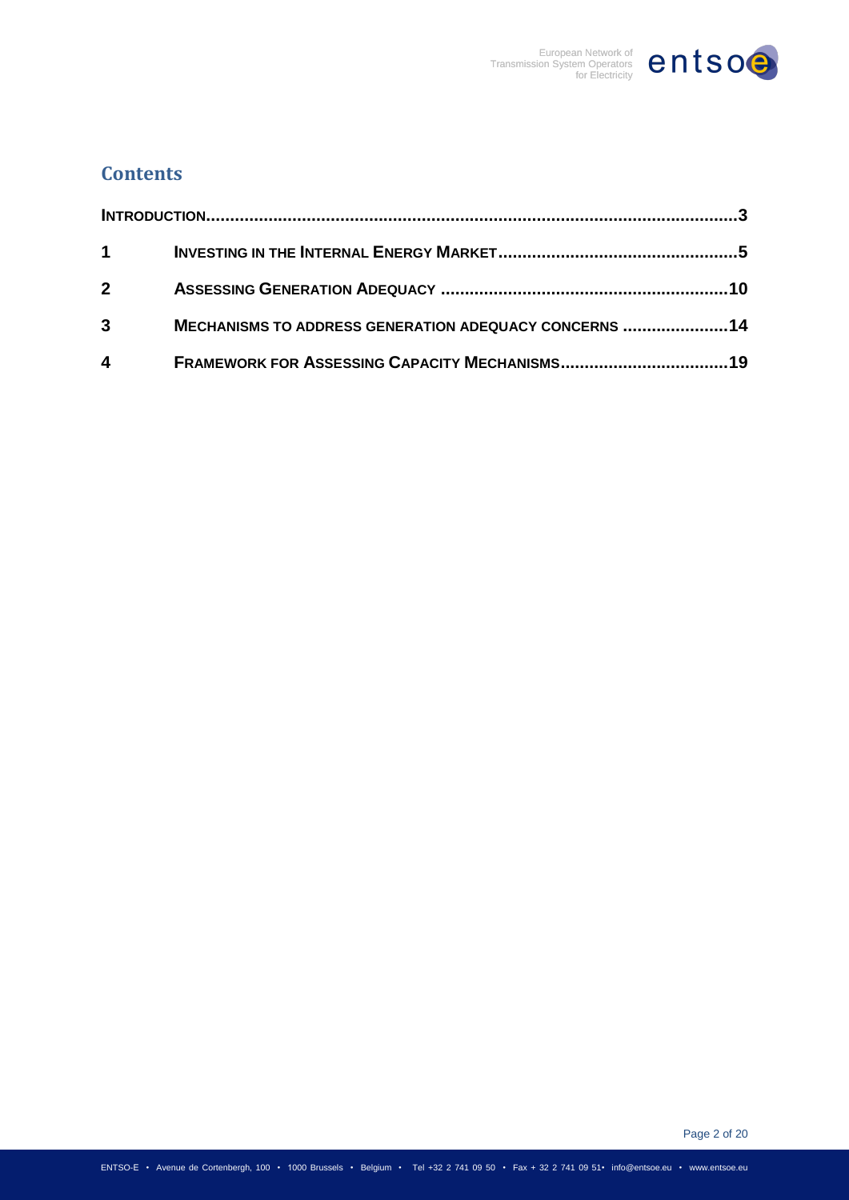## Contents

| | | |
|---|---|---|
| **Introduction** | | **3** |
| **1** | **Investing in the Internal Energy Market** | **5** |
| **2** | **Assessing Generation Adequacy** | **10** |
| **3** | **Mechanisms to address generation adequacy concerns** | **14** |
| **4** | **Framework for Assessing Capacity Mechanisms** | **19** |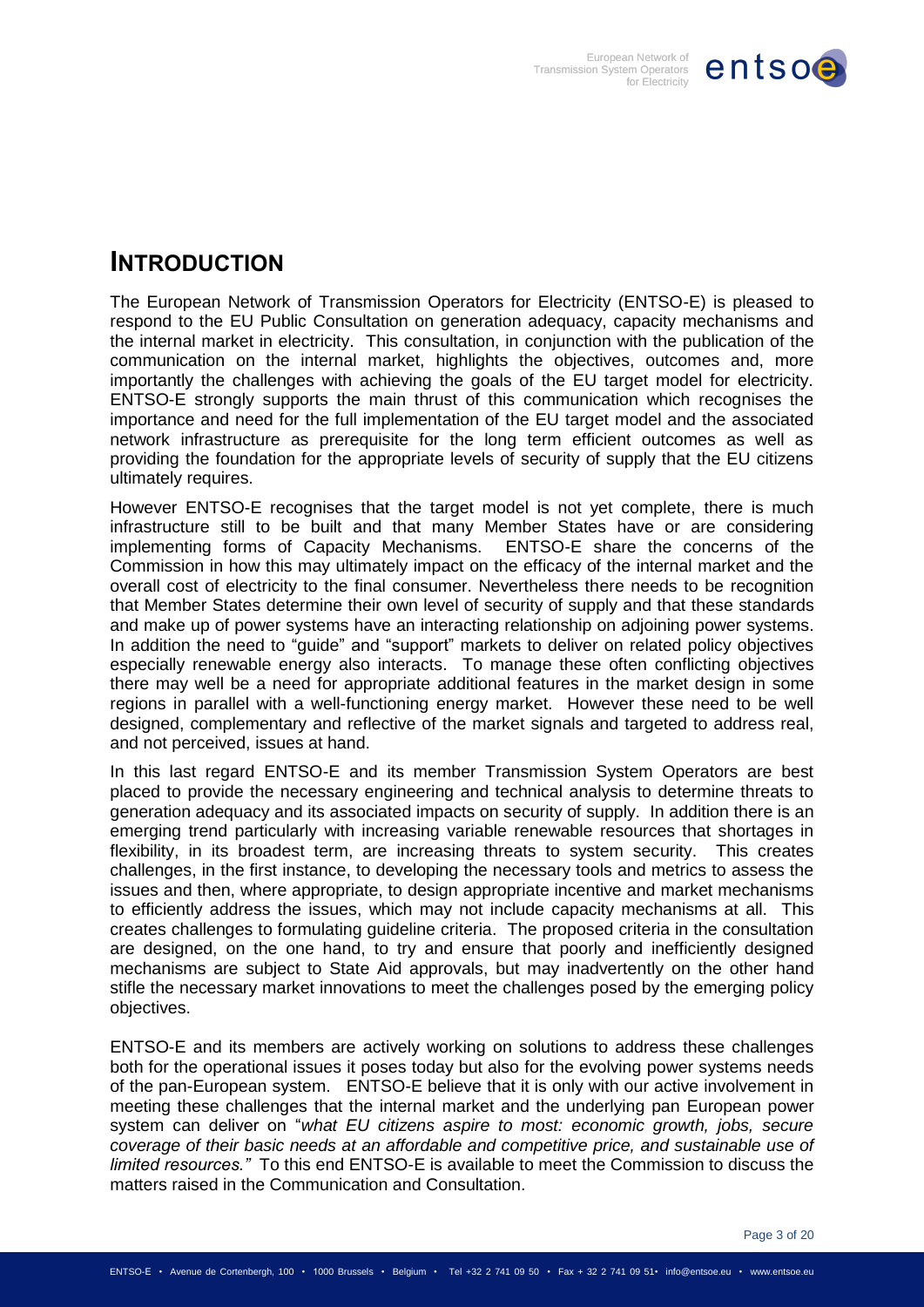# INTRODUCTION

The European Network of Transmission Operators for Electricity (ENTSO-E) is pleased to respond to the EU Public Consultation on generation adequacy, capacity mechanisms and the internal market in electricity. This consultation, in conjunction with the publication of the communication on the internal market, highlights the objectives, outcomes and, more importantly the challenges with achieving the goals of the EU target model for electricity. ENTSO-E strongly supports the main thrust of this communication which recognises the importance and need for the full implementation of the EU target model and the associated network infrastructure as prerequisite for the long term efficient outcomes as well as providing the foundation for the appropriate levels of security of supply that the EU citizens ultimately requires.

However ENTSO-E recognises that the target model is not yet complete, there is much infrastructure still to be built and that many Member States have or are considering implementing forms of Capacity Mechanisms. ENTSO-E share the concerns of the Commission in how this may ultimately impact on the efficacy of the internal market and the overall cost of electricity to the final consumer. Nevertheless there needs to be recognition that Member States determine their own level of security of supply and that these standards and make up of power systems have an interacting relationship on adjoining power systems. In addition the need to "guide" and "support" markets to deliver on related policy objectives especially renewable energy also interacts. To manage these often conflicting objectives there may well be a need for appropriate additional features in the market design in some regions in parallel with a well-functioning energy market. However these need to be well designed, complementary and reflective of the market signals and targeted to address real, and not perceived, issues at hand.

In this last regard ENTSO-E and its member Transmission System Operators are best placed to provide the necessary engineering and technical analysis to determine threats to generation adequacy and its associated impacts on security of supply. In addition there is an emerging trend particularly with increasing variable renewable resources that shortages in flexibility, in its broadest term, are increasing threats to system security. This creates challenges, in the first instance, to developing the necessary tools and metrics to assess the issues and then, where appropriate, to design appropriate incentive and market mechanisms to efficiently address the issues, which may not include capacity mechanisms at all. This creates challenges to formulating guideline criteria. The proposed criteria in the consultation are designed, on the one hand, to try and ensure that poorly and inefficiently designed mechanisms are subject to State Aid approvals, but may inadvertently on the other hand stifle the necessary market innovations to meet the challenges posed by the emerging policy objectives.

ENTSO-E and its members are actively working on solutions to address these challenges both for the operational issues it poses today but also for the evolving power systems needs of the pan-European system. ENTSO-E believe that it is only with our active involvement in meeting these challenges that the internal market and the underlying pan European power system can deliver on "*what EU citizens aspire to most: economic growth, jobs, secure coverage of their basic needs at an affordable and competitive price, and sustainable use of limited resources.*" To this end ENTSO-E is available to meet the Commission to discuss the matters raised in the Communication and Consultation.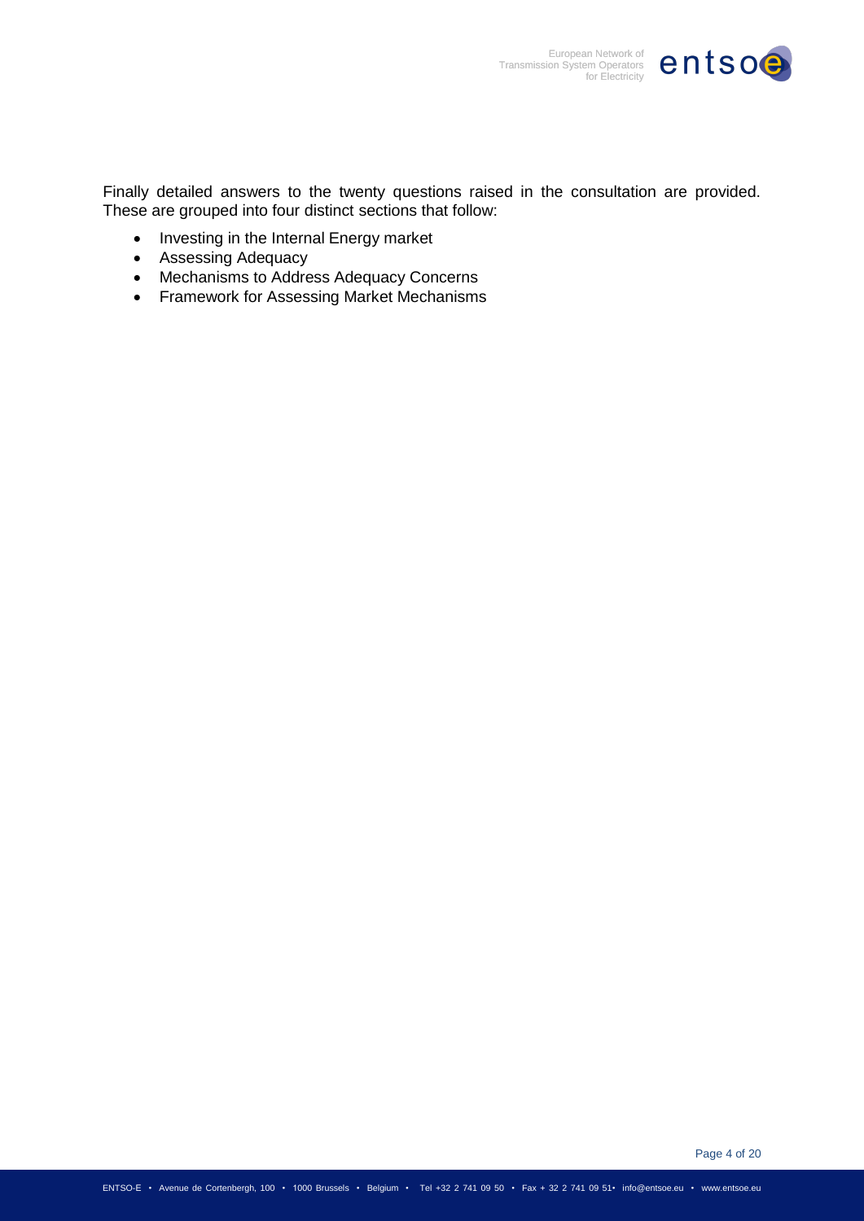Finally detailed answers to the twenty questions raised in the consultation are provided. These are grouped into four distinct sections that follow:

- Investing in the Internal Energy market
- Assessing Adequacy
- Mechanisms to Address Adequacy Concerns
- Framework for Assessing Market Mechanisms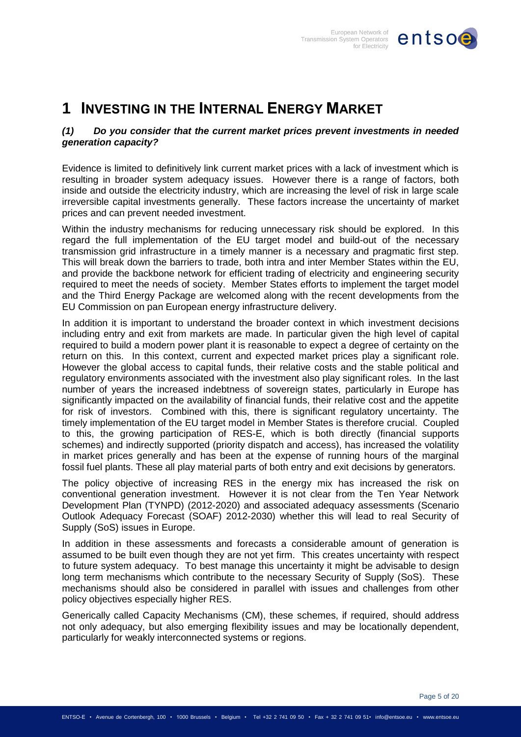# 1 INVESTING IN THE INTERNAL ENERGY MARKET

***(1) Do you consider that the current market prices prevent investments in needed generation capacity?***

Evidence is limited to definitively link current market prices with a lack of investment which is resulting in broader system adequacy issues. However there is a range of factors, both inside and outside the electricity industry, which are increasing the level of risk in large scale irreversible capital investments generally. These factors increase the uncertainty of market prices and can prevent needed investment.

Within the industry mechanisms for reducing unnecessary risk should be explored. In this regard the full implementation of the EU target model and build-out of the necessary transmission grid infrastructure in a timely manner is a necessary and pragmatic first step. This will break down the barriers to trade, both intra and inter Member States within the EU, and provide the backbone network for efficient trading of electricity and engineering security required to meet the needs of society. Member States efforts to implement the target model and the Third Energy Package are welcomed along with the recent developments from the EU Commission on pan European energy infrastructure delivery.

In addition it is important to understand the broader context in which investment decisions including entry and exit from markets are made. In particular given the high level of capital required to build a modern power plant it is reasonable to expect a degree of certainty on the return on this. In this context, current and expected market prices play a significant role. However the global access to capital funds, their relative costs and the stable political and regulatory environments associated with the investment also play significant roles. In the last number of years the increased indebtness of sovereign states, particularly in Europe has significantly impacted on the availability of financial funds, their relative cost and the appetite for risk of investors. Combined with this, there is significant regulatory uncertainty. The timely implementation of the EU target model in Member States is therefore crucial. Coupled to this, the growing participation of RES-E, which is both directly (financial supports schemes) and indirectly supported (priority dispatch and access), has increased the volatility in market prices generally and has been at the expense of running hours of the marginal fossil fuel plants. These all play material parts of both entry and exit decisions by generators.

The policy objective of increasing RES in the energy mix has increased the risk on conventional generation investment. However it is not clear from the Ten Year Network Development Plan (TYNPD) (2012-2020) and associated adequacy assessments (Scenario Outlook Adequacy Forecast (SOAF) 2012-2030) whether this will lead to real Security of Supply (SoS) issues in Europe.

In addition in these assessments and forecasts a considerable amount of generation is assumed to be built even though they are not yet firm. This creates uncertainty with respect to future system adequacy. To best manage this uncertainty it might be advisable to design long term mechanisms which contribute to the necessary Security of Supply (SoS). These mechanisms should also be considered in parallel with issues and challenges from other policy objectives especially higher RES.

Generically called Capacity Mechanisms (CM), these schemes, if required, should address not only adequacy, but also emerging flexibility issues and may be locationally dependent, particularly for weakly interconnected systems or regions.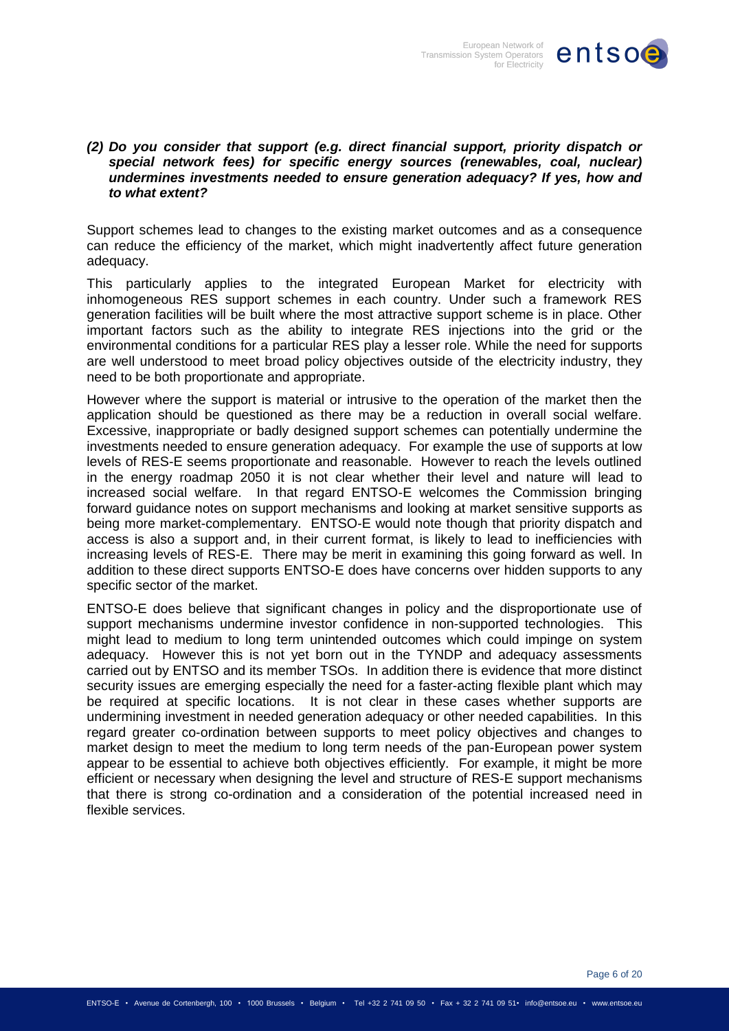***(2) Do you consider that support (e.g. direct financial support, priority dispatch or special network fees) for specific energy sources (renewables, coal, nuclear) undermines investments needed to ensure generation adequacy? If yes, how and to what extent?***

Support schemes lead to changes to the existing market outcomes and as a consequence can reduce the efficiency of the market, which might inadvertently affect future generation adequacy.

This particularly applies to the integrated European Market for electricity with inhomogeneous RES support schemes in each country. Under such a framework RES generation facilities will be built where the most attractive support scheme is in place. Other important factors such as the ability to integrate RES injections into the grid or the environmental conditions for a particular RES play a lesser role. While the need for supports are well understood to meet broad policy objectives outside of the electricity industry, they need to be both proportionate and appropriate.

However where the support is material or intrusive to the operation of the market then the application should be questioned as there may be a reduction in overall social welfare. Excessive, inappropriate or badly designed support schemes can potentially undermine the investments needed to ensure generation adequacy. For example the use of supports at low levels of RES-E seems proportionate and reasonable. However to reach the levels outlined in the energy roadmap 2050 it is not clear whether their level and nature will lead to increased social welfare. In that regard ENTSO-E welcomes the Commission bringing forward guidance notes on support mechanisms and looking at market sensitive supports as being more market-complementary. ENTSO-E would note though that priority dispatch and access is also a support and, in their current format, is likely to lead to inefficiencies with increasing levels of RES-E. There may be merit in examining this going forward as well. In addition to these direct supports ENTSO-E does have concerns over hidden supports to any specific sector of the market.

ENTSO-E does believe that significant changes in policy and the disproportionate use of support mechanisms undermine investor confidence in non-supported technologies. This might lead to medium to long term unintended outcomes which could impinge on system adequacy. However this is not yet born out in the TYNDP and adequacy assessments carried out by ENTSO and its member TSOs. In addition there is evidence that more distinct security issues are emerging especially the need for a faster-acting flexible plant which may be required at specific locations. It is not clear in these cases whether supports are undermining investment in needed generation adequacy or other needed capabilities. In this regard greater co-ordination between supports to meet policy objectives and changes to market design to meet the medium to long term needs of the pan-European power system appear to be essential to achieve both objectives efficiently. For example, it might be more efficient or necessary when designing the level and structure of RES-E support mechanisms that there is strong co-ordination and a consideration of the potential increased need in flexible services.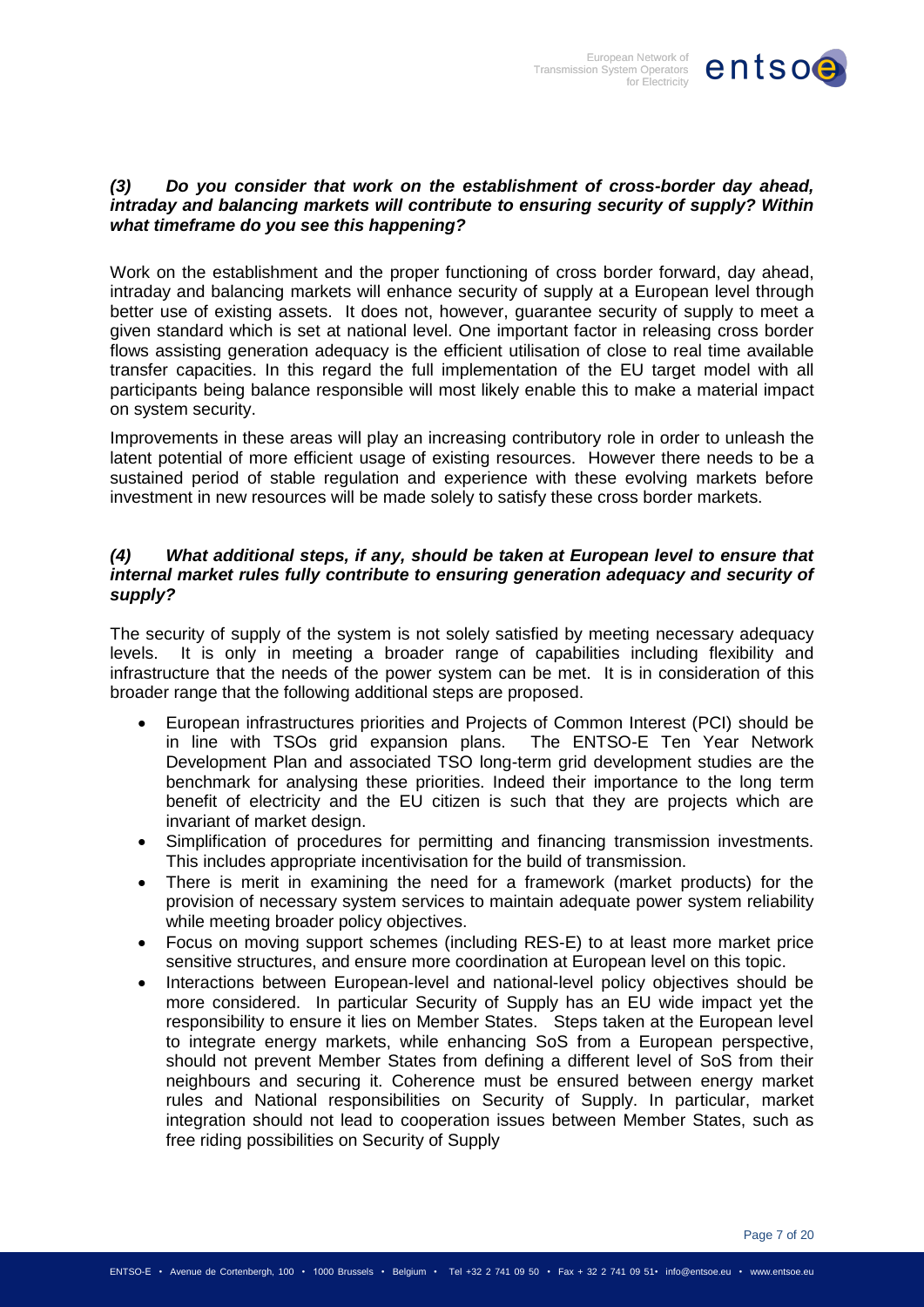***(3) Do you consider that work on the establishment of cross-border day ahead, intraday and balancing markets will contribute to ensuring security of supply? Within what timeframe do you see this happening?***

Work on the establishment and the proper functioning of cross border forward, day ahead, intraday and balancing markets will enhance security of supply at a European level through better use of existing assets. It does not, however, guarantee security of supply to meet a given standard which is set at national level. One important factor in releasing cross border flows assisting generation adequacy is the efficient utilisation of close to real time available transfer capacities. In this regard the full implementation of the EU target model with all participants being balance responsible will most likely enable this to make a material impact on system security.

Improvements in these areas will play an increasing contributory role in order to unleash the latent potential of more efficient usage of existing resources. However there needs to be a sustained period of stable regulation and experience with these evolving markets before investment in new resources will be made solely to satisfy these cross border markets.

***(4) What additional steps, if any, should be taken at European level to ensure that internal market rules fully contribute to ensuring generation adequacy and security of supply?***

The security of supply of the system is not solely satisfied by meeting necessary adequacy levels. It is only in meeting a broader range of capabilities including flexibility and infrastructure that the needs of the power system can be met. It is in consideration of this broader range that the following additional steps are proposed.

- European infrastructures priorities and Projects of Common Interest (PCI) should be in line with TSOs grid expansion plans. The ENTSO-E Ten Year Network Development Plan and associated TSO long-term grid development studies are the benchmark for analysing these priorities. Indeed their importance to the long term benefit of electricity and the EU citizen is such that they are projects which are invariant of market design.
- Simplification of procedures for permitting and financing transmission investments. This includes appropriate incentivisation for the build of transmission.
- There is merit in examining the need for a framework (market products) for the provision of necessary system services to maintain adequate power system reliability while meeting broader policy objectives.
- Focus on moving support schemes (including RES-E) to at least more market price sensitive structures, and ensure more coordination at European level on this topic.
- Interactions between European-level and national-level policy objectives should be more considered. In particular Security of Supply has an EU wide impact yet the responsibility to ensure it lies on Member States. Steps taken at the European level to integrate energy markets, while enhancing SoS from a European perspective, should not prevent Member States from defining a different level of SoS from their neighbours and securing it. Coherence must be ensured between energy market rules and National responsibilities on Security of Supply. In particular, market integration should not lead to cooperation issues between Member States, such as free riding possibilities on Security of Supply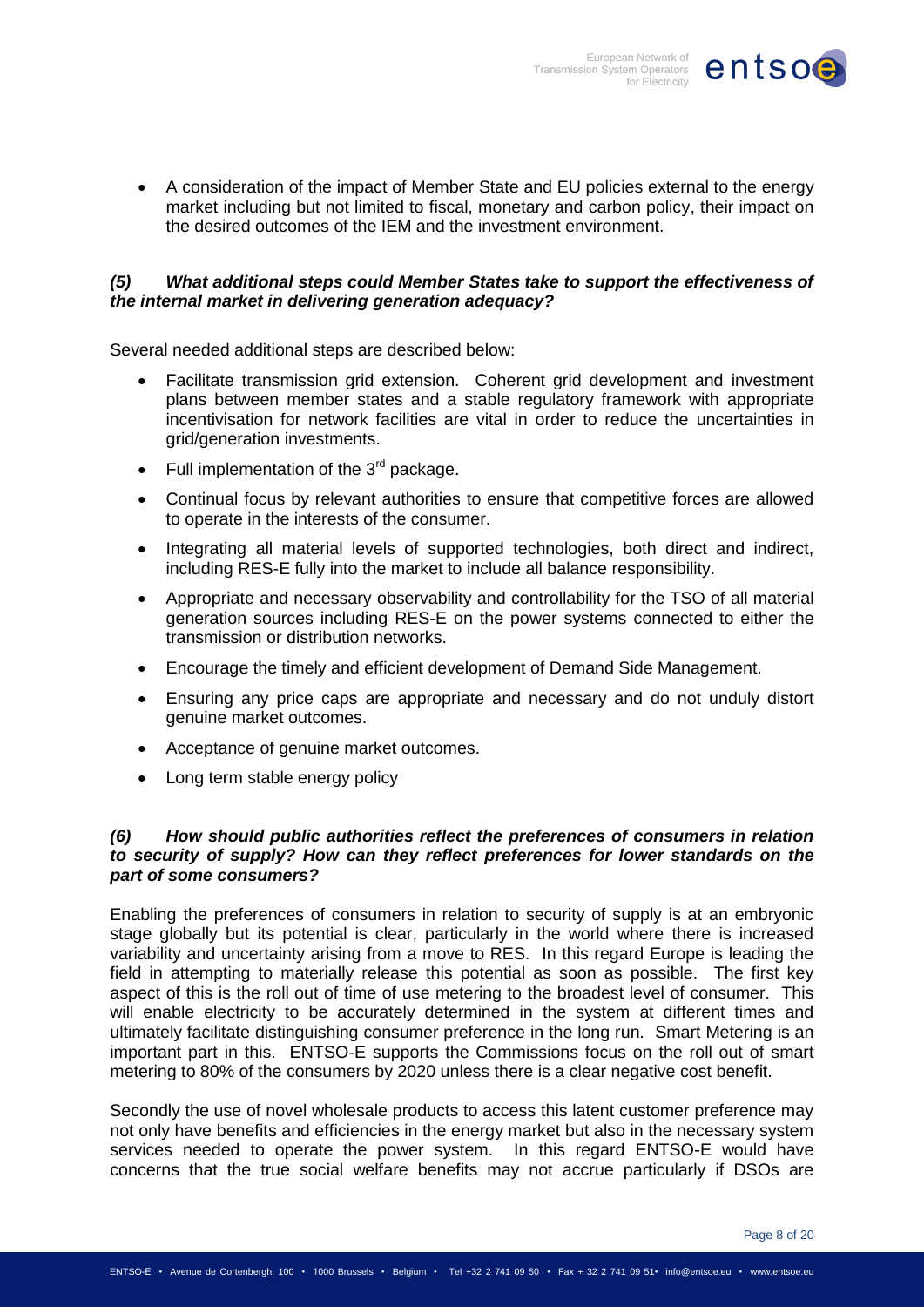- A consideration of the impact of Member State and EU policies external to the energy market including but not limited to fiscal, monetary and carbon policy, their impact on the desired outcomes of the IEM and the investment environment.

***(5) What additional steps could Member States take to support the effectiveness of the internal market in delivering generation adequacy?***

Several needed additional steps are described below:

- Facilitate transmission grid extension. Coherent grid development and investment plans between member states and a stable regulatory framework with appropriate incentivisation for network facilities are vital in order to reduce the uncertainties in grid/generation investments.
- Full implementation of the 3rd package.
- Continual focus by relevant authorities to ensure that competitive forces are allowed to operate in the interests of the consumer.
- Integrating all material levels of supported technologies, both direct and indirect, including RES-E fully into the market to include all balance responsibility.
- Appropriate and necessary observability and controllability for the TSO of all material generation sources including RES-E on the power systems connected to either the transmission or distribution networks.
- Encourage the timely and efficient development of Demand Side Management.
- Ensuring any price caps are appropriate and necessary and do not unduly distort genuine market outcomes.
- Acceptance of genuine market outcomes.
- Long term stable energy policy

***(6) How should public authorities reflect the preferences of consumers in relation to security of supply? How can they reflect preferences for lower standards on the part of some consumers?***

Enabling the preferences of consumers in relation to security of supply is at an embryonic stage globally but its potential is clear, particularly in the world where there is increased variability and uncertainty arising from a move to RES. In this regard Europe is leading the field in attempting to materially release this potential as soon as possible. The first key aspect of this is the roll out of time of use metering to the broadest level of consumer. This will enable electricity to be accurately determined in the system at different times and ultimately facilitate distinguishing consumer preference in the long run. Smart Metering is an important part in this. ENTSO-E supports the Commissions focus on the roll out of smart metering to 80% of the consumers by 2020 unless there is a clear negative cost benefit.

Secondly the use of novel wholesale products to access this latent customer preference may not only have benefits and efficiencies in the energy market but also in the necessary system services needed to operate the power system. In this regard ENTSO-E would have concerns that the true social welfare benefits may not accrue particularly if DSOs are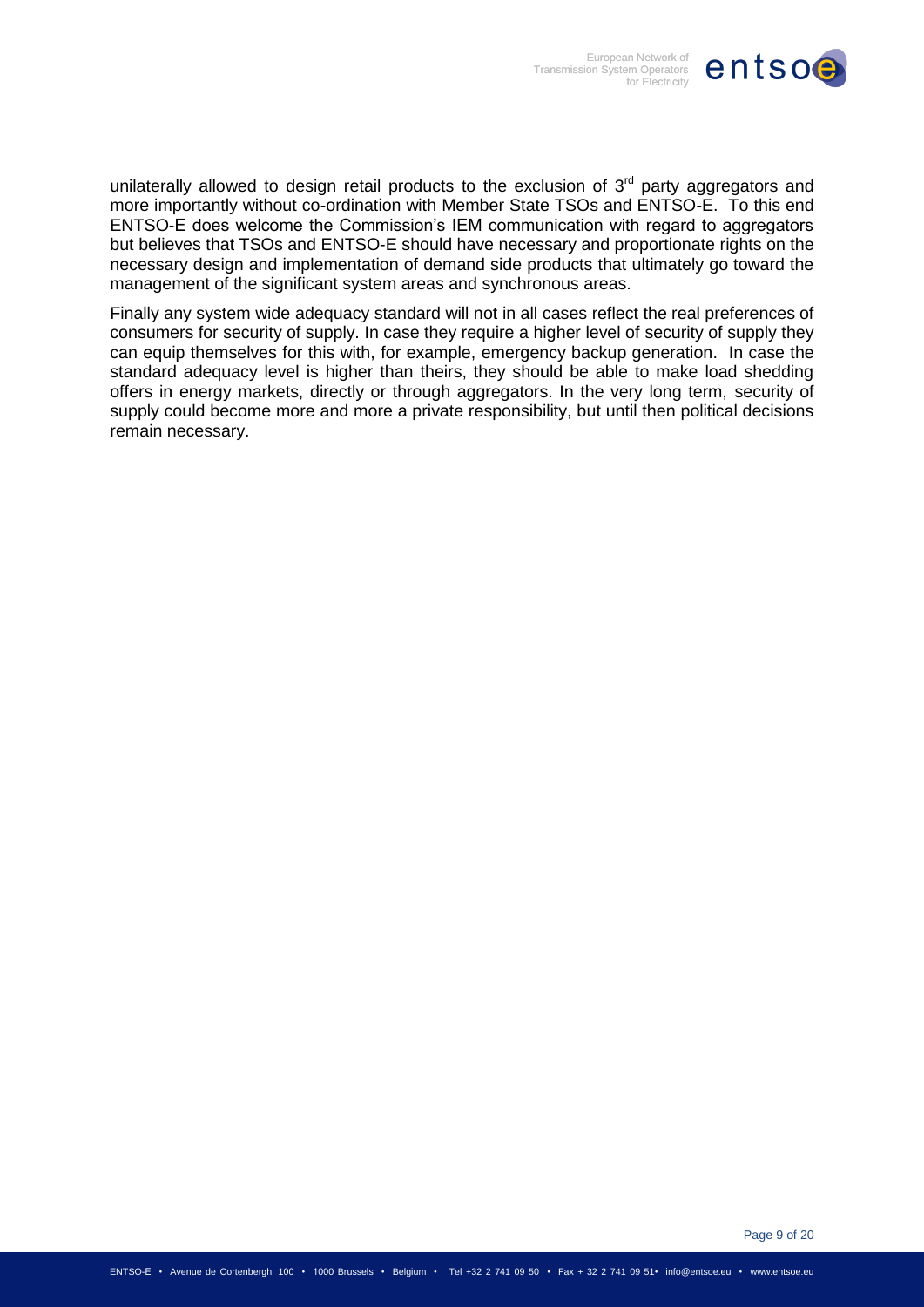unilaterally allowed to design retail products to the exclusion of 3rd party aggregators and more importantly without co-ordination with Member State TSOs and ENTSO-E. To this end ENTSO-E does welcome the Commission's IEM communication with regard to aggregators but believes that TSOs and ENTSO-E should have necessary and proportionate rights on the necessary design and implementation of demand side products that ultimately go toward the management of the significant system areas and synchronous areas.

Finally any system wide adequacy standard will not in all cases reflect the real preferences of consumers for security of supply. In case they require a higher level of security of supply they can equip themselves for this with, for example, emergency backup generation. In case the standard adequacy level is higher than theirs, they should be able to make load shedding offers in energy markets, directly or through aggregators. In the very long term, security of supply could become more and more a private responsibility, but until then political decisions remain necessary.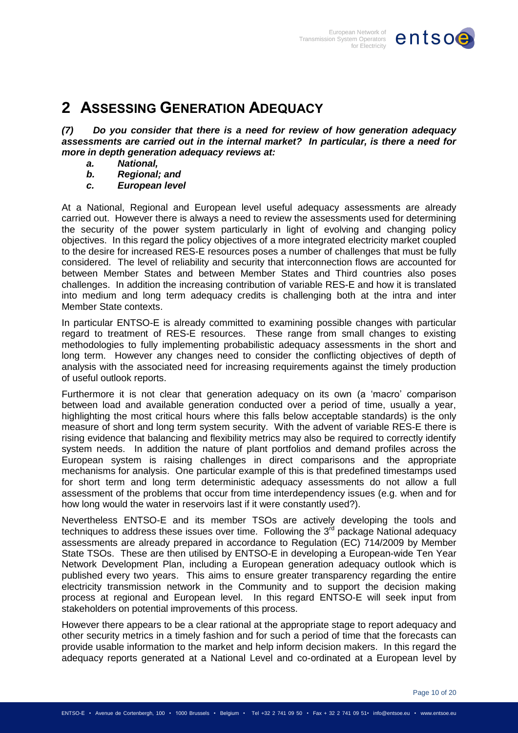# 2 ASSESSING GENERATION ADEQUACY

***(7) Do you consider that there is a need for review of how generation adequacy assessments are carried out in the internal market? In particular, is there a need for more in depth generation adequacy reviews at:***

- ***a. National,***
- ***b. Regional; and***
- ***c. European level***

At a National, Regional and European level useful adequacy assessments are already carried out. However there is always a need to review the assessments used for determining the security of the power system particularly in light of evolving and changing policy objectives. In this regard the policy objectives of a more integrated electricity market coupled to the desire for increased RES-E resources poses a number of challenges that must be fully considered. The level of reliability and security that interconnection flows are accounted for between Member States and between Member States and Third countries also poses challenges. In addition the increasing contribution of variable RES-E and how it is translated into medium and long term adequacy credits is challenging both at the intra and inter Member State contexts.

In particular ENTSO-E is already committed to examining possible changes with particular regard to treatment of RES-E resources. These range from small changes to existing methodologies to fully implementing probabilistic adequacy assessments in the short and long term. However any changes need to consider the conflicting objectives of depth of analysis with the associated need for increasing requirements against the timely production of useful outlook reports.

Furthermore it is not clear that generation adequacy on its own (a 'macro' comparison between load and available generation conducted over a period of time, usually a year, highlighting the most critical hours where this falls below acceptable standards) is the only measure of short and long term system security. With the advent of variable RES-E there is rising evidence that balancing and flexibility metrics may also be required to correctly identify system needs. In addition the nature of plant portfolios and demand profiles across the European system is raising challenges in direct comparisons and the appropriate mechanisms for analysis. One particular example of this is that predefined timestamps used for short term and long term deterministic adequacy assessments do not allow a full assessment of the problems that occur from time interdependency issues (e.g. when and for how long would the water in reservoirs last if it were constantly used?).

Nevertheless ENTSO-E and its member TSOs are actively developing the tools and techniques to address these issues over time. Following the 3rd package National adequacy assessments are already prepared in accordance to Regulation (EC) 714/2009 by Member State TSOs. These are then utilised by ENTSO-E in developing a European-wide Ten Year Network Development Plan, including a European generation adequacy outlook which is published every two years. This aims to ensure greater transparency regarding the entire electricity transmission network in the Community and to support the decision making process at regional and European level. In this regard ENTSO-E will seek input from stakeholders on potential improvements of this process.

However there appears to be a clear rational at the appropriate stage to report adequacy and other security metrics in a timely fashion and for such a period of time that the forecasts can provide usable information to the market and help inform decision makers. In this regard the adequacy reports generated at a National Level and co-ordinated at a European level by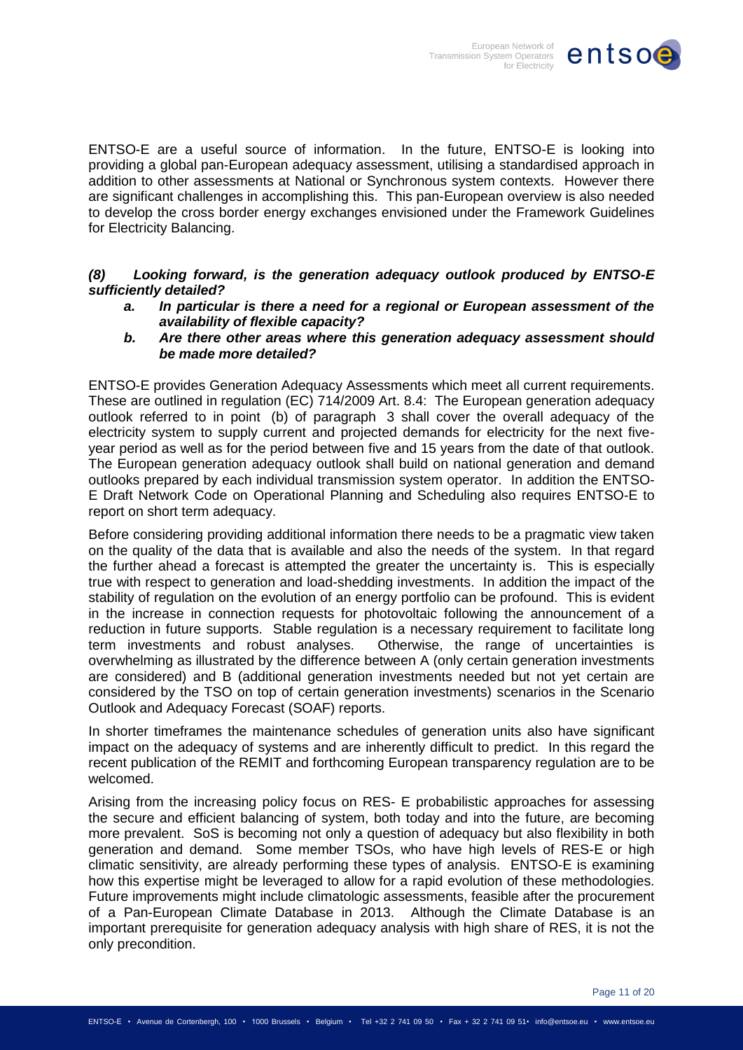ENTSO-E are a useful source of information. In the future, ENTSO-E is looking into providing a global pan-European adequacy assessment, utilising a standardised approach in addition to other assessments at National or Synchronous system contexts. However there are significant challenges in accomplishing this. This pan-European overview is also needed to develop the cross border energy exchanges envisioned under the Framework Guidelines for Electricity Balancing.

***(8) Looking forward, is the generation adequacy outlook produced by ENTSO-E sufficiently detailed?***

- ***a. In particular is there a need for a regional or European assessment of the availability of flexible capacity?***
- ***b. Are there other areas where this generation adequacy assessment should be made more detailed?***

ENTSO-E provides Generation Adequacy Assessments which meet all current requirements. These are outlined in regulation (EC) 714/2009 Art. 8.4: The European generation adequacy outlook referred to in point (b) of paragraph 3 shall cover the overall adequacy of the electricity system to supply current and projected demands for electricity for the next five-year period as well as for the period between five and 15 years from the date of that outlook. The European generation adequacy outlook shall build on national generation and demand outlooks prepared by each individual transmission system operator. In addition the ENTSO-E Draft Network Code on Operational Planning and Scheduling also requires ENTSO-E to report on short term adequacy.

Before considering providing additional information there needs to be a pragmatic view taken on the quality of the data that is available and also the needs of the system. In that regard the further ahead a forecast is attempted the greater the uncertainty is. This is especially true with respect to generation and load-shedding investments. In addition the impact of the stability of regulation on the evolution of an energy portfolio can be profound. This is evident in the increase in connection requests for photovoltaic following the announcement of a reduction in future supports. Stable regulation is a necessary requirement to facilitate long term investments and robust analyses. Otherwise, the range of uncertainties is overwhelming as illustrated by the difference between A (only certain generation investments are considered) and B (additional generation investments needed but not yet certain are considered by the TSO on top of certain generation investments) scenarios in the Scenario Outlook and Adequacy Forecast (SOAF) reports.

In shorter timeframes the maintenance schedules of generation units also have significant impact on the adequacy of systems and are inherently difficult to predict. In this regard the recent publication of the REMIT and forthcoming European transparency regulation are to be welcomed.

Arising from the increasing policy focus on RES- E probabilistic approaches for assessing the secure and efficient balancing of system, both today and into the future, are becoming more prevalent. SoS is becoming not only a question of adequacy but also flexibility in both generation and demand. Some member TSOs, who have high levels of RES-E or high climatic sensitivity, are already performing these types of analysis. ENTSO-E is examining how this expertise might be leveraged to allow for a rapid evolution of these methodologies. Future improvements might include climatologic assessments, feasible after the procurement of a Pan-European Climate Database in 2013. Although the Climate Database is an important prerequisite for generation adequacy analysis with high share of RES, it is not the only precondition.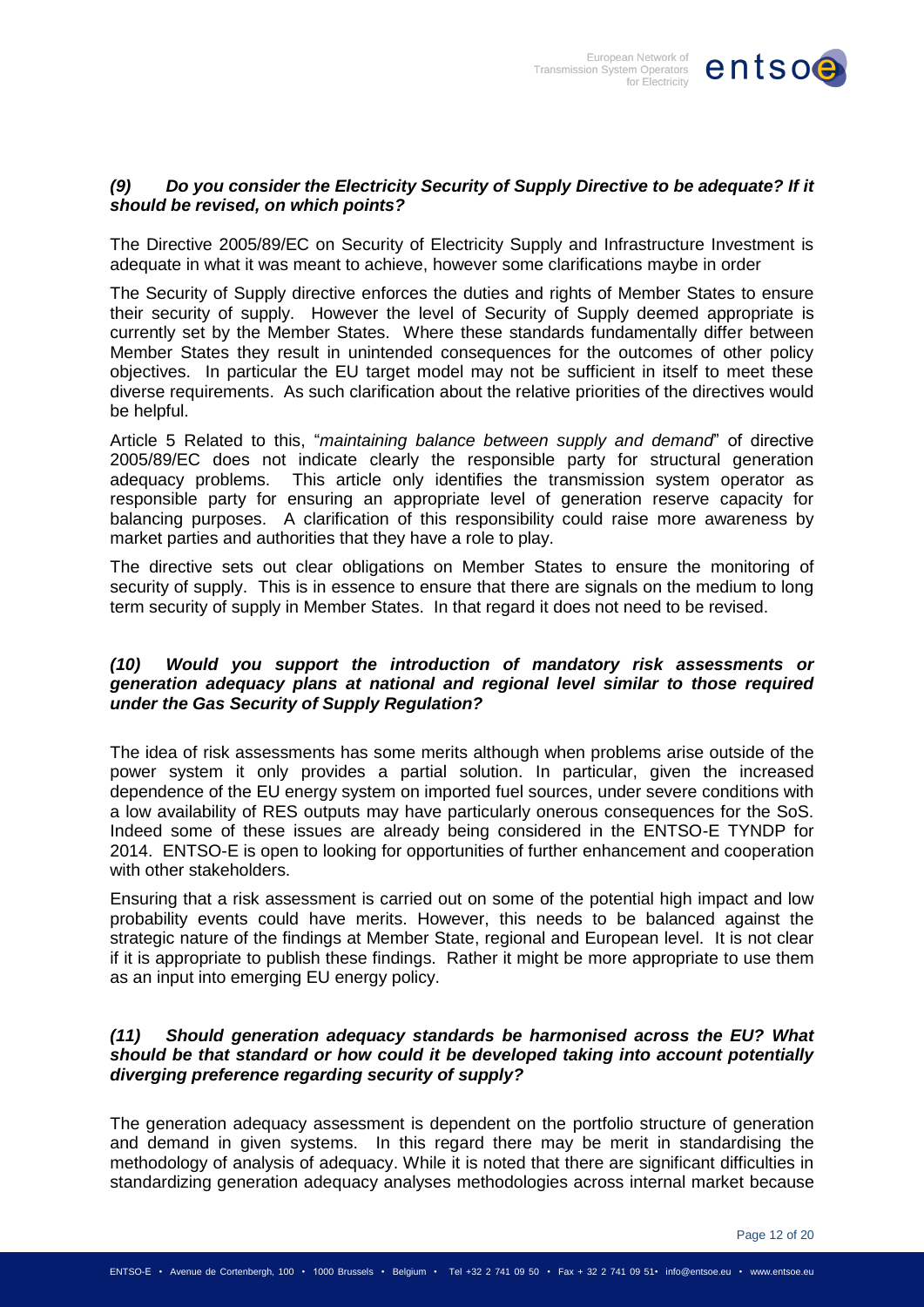### *(9) Do you consider the Electricity Security of Supply Directive to be adequate? If it should be revised, on which points?*

The Directive 2005/89/EC on Security of Electricity Supply and Infrastructure Investment is adequate in what it was meant to achieve, however some clarifications maybe in order

The Security of Supply directive enforces the duties and rights of Member States to ensure their security of supply. However the level of Security of Supply deemed appropriate is currently set by the Member States. Where these standards fundamentally differ between Member States they result in unintended consequences for the outcomes of other policy objectives. In particular the EU target model may not be sufficient in itself to meet these diverse requirements. As such clarification about the relative priorities of the directives would be helpful.

Article 5 Related to this, "*maintaining balance between supply and demand*" of directive 2005/89/EC does not indicate clearly the responsible party for structural generation adequacy problems. This article only identifies the transmission system operator as responsible party for ensuring an appropriate level of generation reserve capacity for balancing purposes. A clarification of this responsibility could raise more awareness by market parties and authorities that they have a role to play.

The directive sets out clear obligations on Member States to ensure the monitoring of security of supply. This is in essence to ensure that there are signals on the medium to long term security of supply in Member States. In that regard it does not need to be revised.

### *(10) Would you support the introduction of mandatory risk assessments or generation adequacy plans at national and regional level similar to those required under the Gas Security of Supply Regulation?*

The idea of risk assessments has some merits although when problems arise outside of the power system it only provides a partial solution. In particular, given the increased dependence of the EU energy system on imported fuel sources, under severe conditions with a low availability of RES outputs may have particularly onerous consequences for the SoS. Indeed some of these issues are already being considered in the ENTSO-E TYNDP for 2014. ENTSO-E is open to looking for opportunities of further enhancement and cooperation with other stakeholders.

Ensuring that a risk assessment is carried out on some of the potential high impact and low probability events could have merits. However, this needs to be balanced against the strategic nature of the findings at Member State, regional and European level. It is not clear if it is appropriate to publish these findings. Rather it might be more appropriate to use them as an input into emerging EU energy policy.

### *(11) Should generation adequacy standards be harmonised across the EU? What should be that standard or how could it be developed taking into account potentially diverging preference regarding security of supply?*

The generation adequacy assessment is dependent on the portfolio structure of generation and demand in given systems. In this regard there may be merit in standardising the methodology of analysis of adequacy. While it is noted that there are significant difficulties in standardizing generation adequacy analyses methodologies across internal market because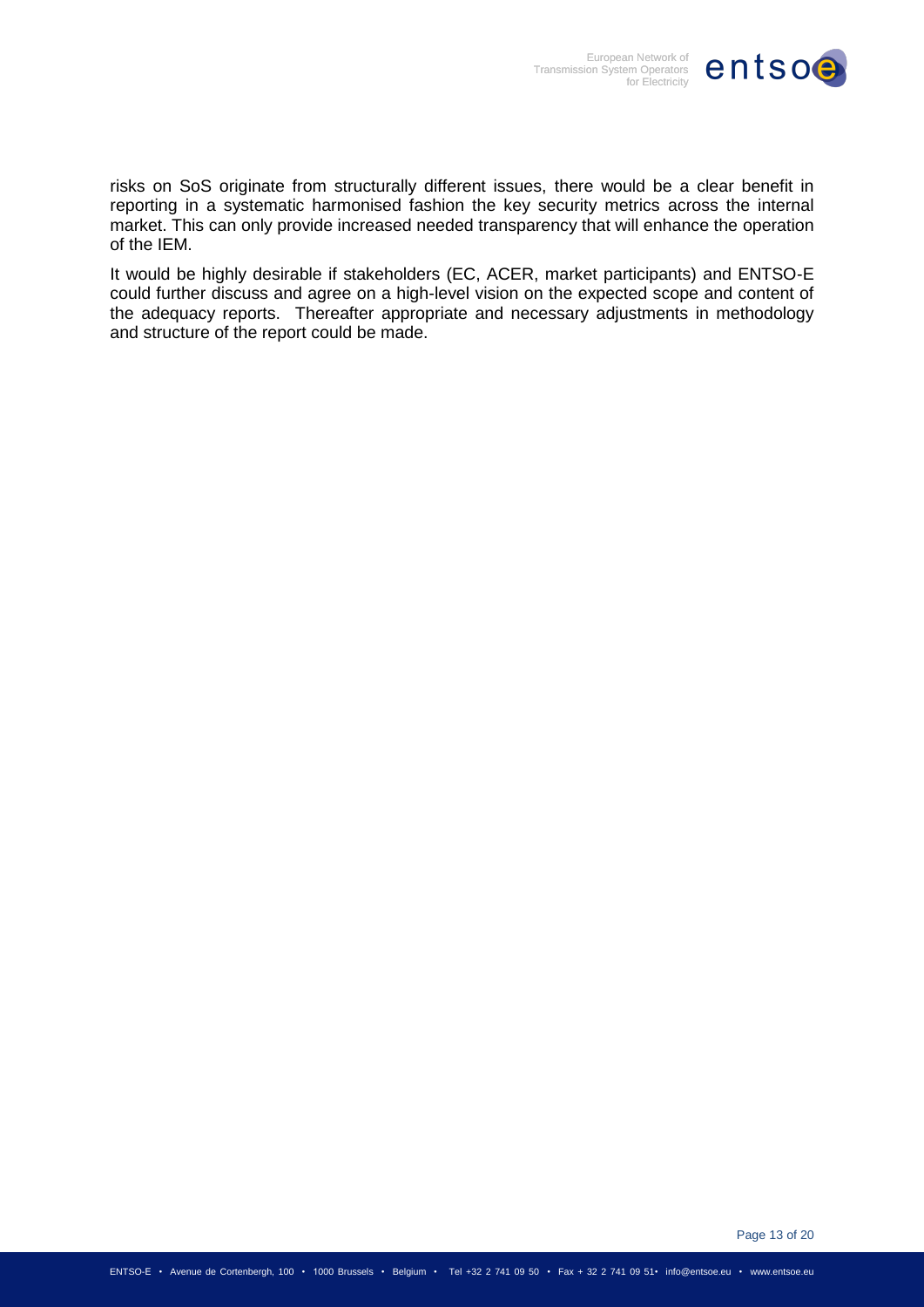risks on SoS originate from structurally different issues, there would be a clear benefit in reporting in a systematic harmonised fashion the key security metrics across the internal market. This can only provide increased needed transparency that will enhance the operation of the IEM.

It would be highly desirable if stakeholders (EC, ACER, market participants) and ENTSO-E could further discuss and agree on a high-level vision on the expected scope and content of the adequacy reports. Thereafter appropriate and necessary adjustments in methodology and structure of the report could be made.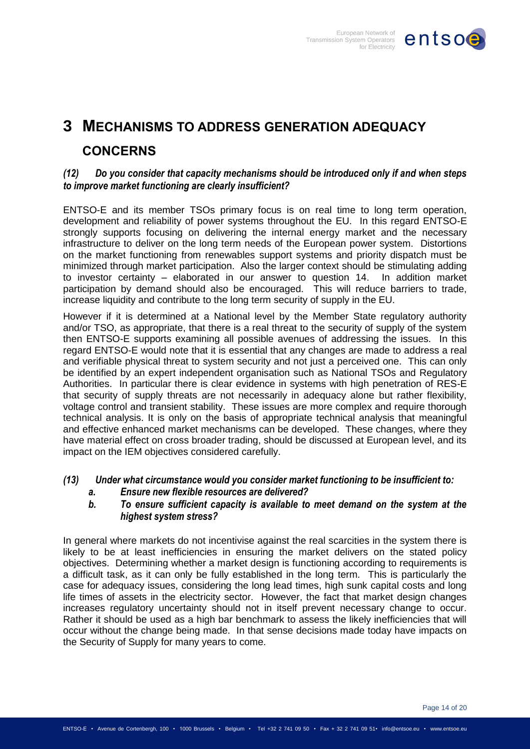# 3 MECHANISMS TO ADDRESS GENERATION ADEQUACY CONCERNS

***(12) Do you consider that capacity mechanisms should be introduced only if and when steps to improve market functioning are clearly insufficient?***

ENTSO-E and its member TSOs primary focus is on real time to long term operation, development and reliability of power systems throughout the EU. In this regard ENTSO-E strongly supports focusing on delivering the internal energy market and the necessary infrastructure to deliver on the long term needs of the European power system. Distortions on the market functioning from renewables support systems and priority dispatch must be minimized through market participation. Also the larger context should be stimulating adding to investor certainty – elaborated in our answer to question 14. In addition market participation by demand should also be encouraged. This will reduce barriers to trade, increase liquidity and contribute to the long term security of supply in the EU.

However if it is determined at a National level by the Member State regulatory authority and/or TSO, as appropriate, that there is a real threat to the security of supply of the system then ENTSO-E supports examining all possible avenues of addressing the issues. In this regard ENTSO-E would note that it is essential that any changes are made to address a real and verifiable physical threat to system security and not just a perceived one. This can only be identified by an expert independent organisation such as National TSOs and Regulatory Authorities. In particular there is clear evidence in systems with high penetration of RES-E that security of supply threats are not necessarily in adequacy alone but rather flexibility, voltage control and transient stability. These issues are more complex and require thorough technical analysis. It is only on the basis of appropriate technical analysis that meaningful and effective enhanced market mechanisms can be developed. These changes, where they have material effect on cross broader trading, should be discussed at European level, and its impact on the IEM objectives considered carefully.

***(13) Under what circumstance would you consider market functioning to be insufficient to:***

***a. Ensure new flexible resources are delivered?***

***b. To ensure sufficient capacity is available to meet demand on the system at the highest system stress?***

In general where markets do not incentivise against the real scarcities in the system there is likely to be at least inefficiencies in ensuring the market delivers on the stated policy objectives. Determining whether a market design is functioning according to requirements is a difficult task, as it can only be fully established in the long term. This is particularly the case for adequacy issues, considering the long lead times, high sunk capital costs and long life times of assets in the electricity sector. However, the fact that market design changes increases regulatory uncertainty should not in itself prevent necessary change to occur. Rather it should be used as a high bar benchmark to assess the likely inefficiencies that will occur without the change being made. In that sense decisions made today have impacts on the Security of Supply for many years to come.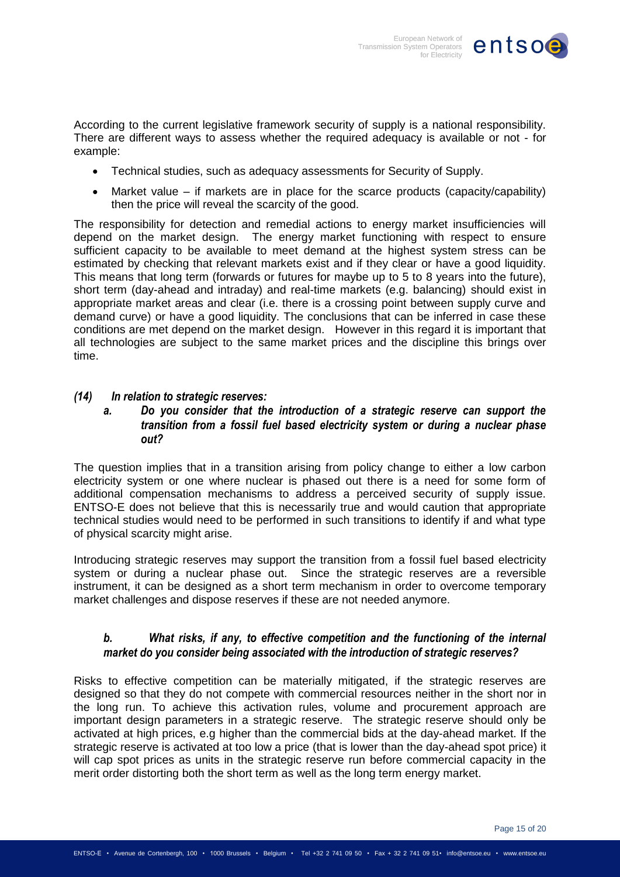According to the current legislative framework security of supply is a national responsibility. There are different ways to assess whether the required adequacy is available or not - for example:

- Technical studies, such as adequacy assessments for Security of Supply.
- Market value – if markets are in place for the scarce products (capacity/capability) then the price will reveal the scarcity of the good.

The responsibility for detection and remedial actions to energy market insufficiencies will depend on the market design. The energy market functioning with respect to ensure sufficient capacity to be available to meet demand at the highest system stress can be estimated by checking that relevant markets exist and if they clear or have a good liquidity. This means that long term (forwards or futures for maybe up to 5 to 8 years into the future), short term (day-ahead and intraday) and real-time markets (e.g. balancing) should exist in appropriate market areas and clear (i.e. there is a crossing point between supply curve and demand curve) or have a good liquidity. The conclusions that can be inferred in case these conditions are met depend on the market design. However in this regard it is important that all technologies are subject to the same market prices and the discipline this brings over time.

***(14) In relation to strategic reserves:***

***a. Do you consider that the introduction of a strategic reserve can support the transition from a fossil fuel based electricity system or during a nuclear phase out?***

The question implies that in a transition arising from policy change to either a low carbon electricity system or one where nuclear is phased out there is a need for some form of additional compensation mechanisms to address a perceived security of supply issue. ENTSO-E does not believe that this is necessarily true and would caution that appropriate technical studies would need to be performed in such transitions to identify if and what type of physical scarcity might arise.

Introducing strategic reserves may support the transition from a fossil fuel based electricity system or during a nuclear phase out. Since the strategic reserves are a reversible instrument, it can be designed as a short term mechanism in order to overcome temporary market challenges and dispose reserves if these are not needed anymore.

***b. What risks, if any, to effective competition and the functioning of the internal market do you consider being associated with the introduction of strategic reserves?***

Risks to effective competition can be materially mitigated, if the strategic reserves are designed so that they do not compete with commercial resources neither in the short nor in the long run. To achieve this activation rules, volume and procurement approach are important design parameters in a strategic reserve. The strategic reserve should only be activated at high prices, e.g higher than the commercial bids at the day-ahead market. If the strategic reserve is activated at too low a price (that is lower than the day-ahead spot price) it will cap spot prices as units in the strategic reserve run before commercial capacity in the merit order distorting both the short term as well as the long term energy market.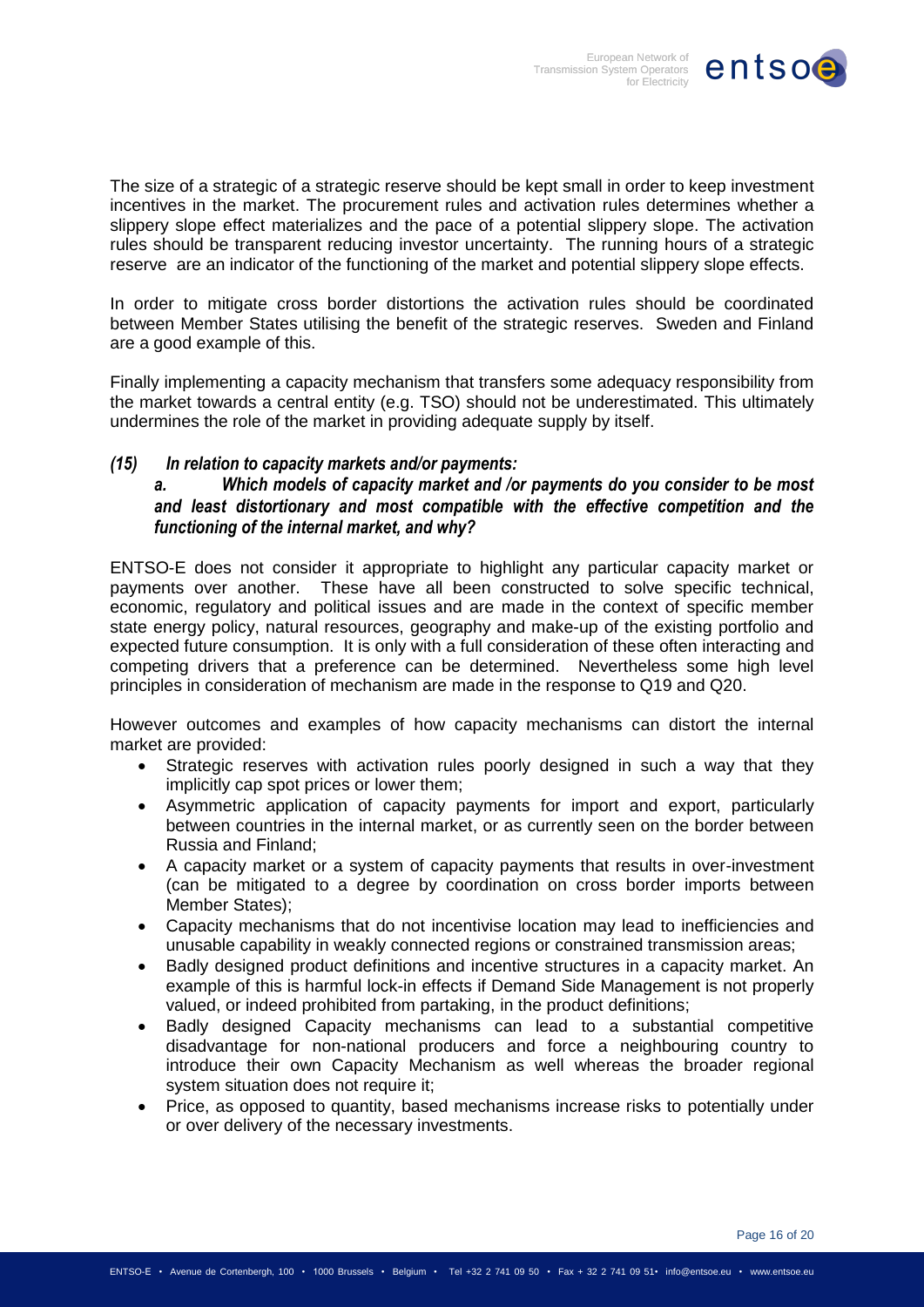The size of a strategic of a strategic reserve should be kept small in order to keep investment incentives in the market. The procurement rules and activation rules determines whether a slippery slope effect materializes and the pace of a potential slippery slope. The activation rules should be transparent reducing investor uncertainty. The running hours of a strategic reserve are an indicator of the functioning of the market and potential slippery slope effects.

In order to mitigate cross border distortions the activation rules should be coordinated between Member States utilising the benefit of the strategic reserves. Sweden and Finland are a good example of this.

Finally implementing a capacity mechanism that transfers some adequacy responsibility from the market towards a central entity (e.g. TSO) should not be underestimated. This ultimately undermines the role of the market in providing adequate supply by itself.

***(15) In relation to capacity markets and/or payments:***

***a. Which models of capacity market and /or payments do you consider to be most and least distortionary and most compatible with the effective competition and the functioning of the internal market, and why?***

ENTSO-E does not consider it appropriate to highlight any particular capacity market or payments over another. These have all been constructed to solve specific technical, economic, regulatory and political issues and are made in the context of specific member state energy policy, natural resources, geography and make-up of the existing portfolio and expected future consumption. It is only with a full consideration of these often interacting and competing drivers that a preference can be determined. Nevertheless some high level principles in consideration of mechanism are made in the response to Q19 and Q20.

However outcomes and examples of how capacity mechanisms can distort the internal market are provided:

- Strategic reserves with activation rules poorly designed in such a way that they implicitly cap spot prices or lower them;
- Asymmetric application of capacity payments for import and export, particularly between countries in the internal market, or as currently seen on the border between Russia and Finland;
- A capacity market or a system of capacity payments that results in over-investment (can be mitigated to a degree by coordination on cross border imports between Member States);
- Capacity mechanisms that do not incentivise location may lead to inefficiencies and unusable capability in weakly connected regions or constrained transmission areas;
- Badly designed product definitions and incentive structures in a capacity market. An example of this is harmful lock-in effects if Demand Side Management is not properly valued, or indeed prohibited from partaking, in the product definitions;
- Badly designed Capacity mechanisms can lead to a substantial competitive disadvantage for non-national producers and force a neighbouring country to introduce their own Capacity Mechanism as well whereas the broader regional system situation does not require it;
- Price, as opposed to quantity, based mechanisms increase risks to potentially under or over delivery of the necessary investments.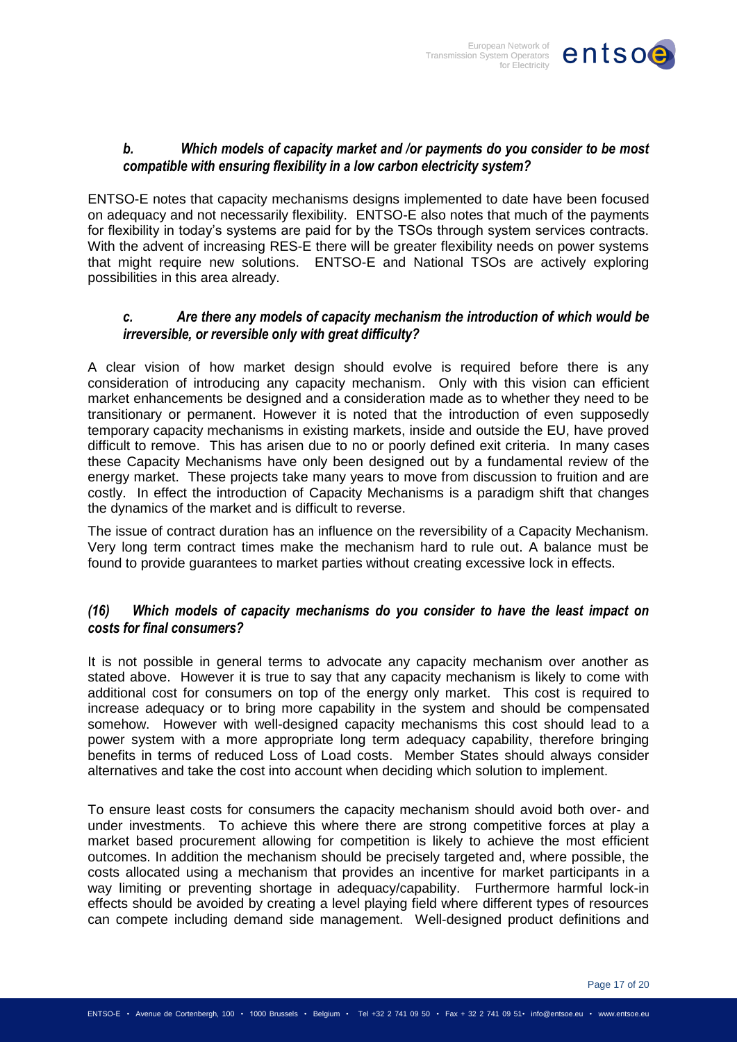### *b. Which models of capacity market and /or payments do you consider to be most compatible with ensuring flexibility in a low carbon electricity system?*

ENTSO-E notes that capacity mechanisms designs implemented to date have been focused on adequacy and not necessarily flexibility. ENTSO-E also notes that much of the payments for flexibility in today's systems are paid for by the TSOs through system services contracts. With the advent of increasing RES-E there will be greater flexibility needs on power systems that might require new solutions. ENTSO-E and National TSOs are actively exploring possibilities in this area already.

### *c. Are there any models of capacity mechanism the introduction of which would be irreversible, or reversible only with great difficulty?*

A clear vision of how market design should evolve is required before there is any consideration of introducing any capacity mechanism. Only with this vision can efficient market enhancements be designed and a consideration made as to whether they need to be transitionary or permanent. However it is noted that the introduction of even supposedly temporary capacity mechanisms in existing markets, inside and outside the EU, have proved difficult to remove. This has arisen due to no or poorly defined exit criteria. In many cases these Capacity Mechanisms have only been designed out by a fundamental review of the energy market. These projects take many years to move from discussion to fruition and are costly. In effect the introduction of Capacity Mechanisms is a paradigm shift that changes the dynamics of the market and is difficult to reverse.

The issue of contract duration has an influence on the reversibility of a Capacity Mechanism. Very long term contract times make the mechanism hard to rule out. A balance must be found to provide guarantees to market parties without creating excessive lock in effects.

### *(16) Which models of capacity mechanisms do you consider to have the least impact on costs for final consumers?*

It is not possible in general terms to advocate any capacity mechanism over another as stated above. However it is true to say that any capacity mechanism is likely to come with additional cost for consumers on top of the energy only market. This cost is required to increase adequacy or to bring more capability in the system and should be compensated somehow. However with well-designed capacity mechanisms this cost should lead to a power system with a more appropriate long term adequacy capability, therefore bringing benefits in terms of reduced Loss of Load costs. Member States should always consider alternatives and take the cost into account when deciding which solution to implement.

To ensure least costs for consumers the capacity mechanism should avoid both over- and under investments. To achieve this where there are strong competitive forces at play a market based procurement allowing for competition is likely to achieve the most efficient outcomes. In addition the mechanism should be precisely targeted and, where possible, the costs allocated using a mechanism that provides an incentive for market participants in a way limiting or preventing shortage in adequacy/capability. Furthermore harmful lock-in effects should be avoided by creating a level playing field where different types of resources can compete including demand side management. Well-designed product definitions and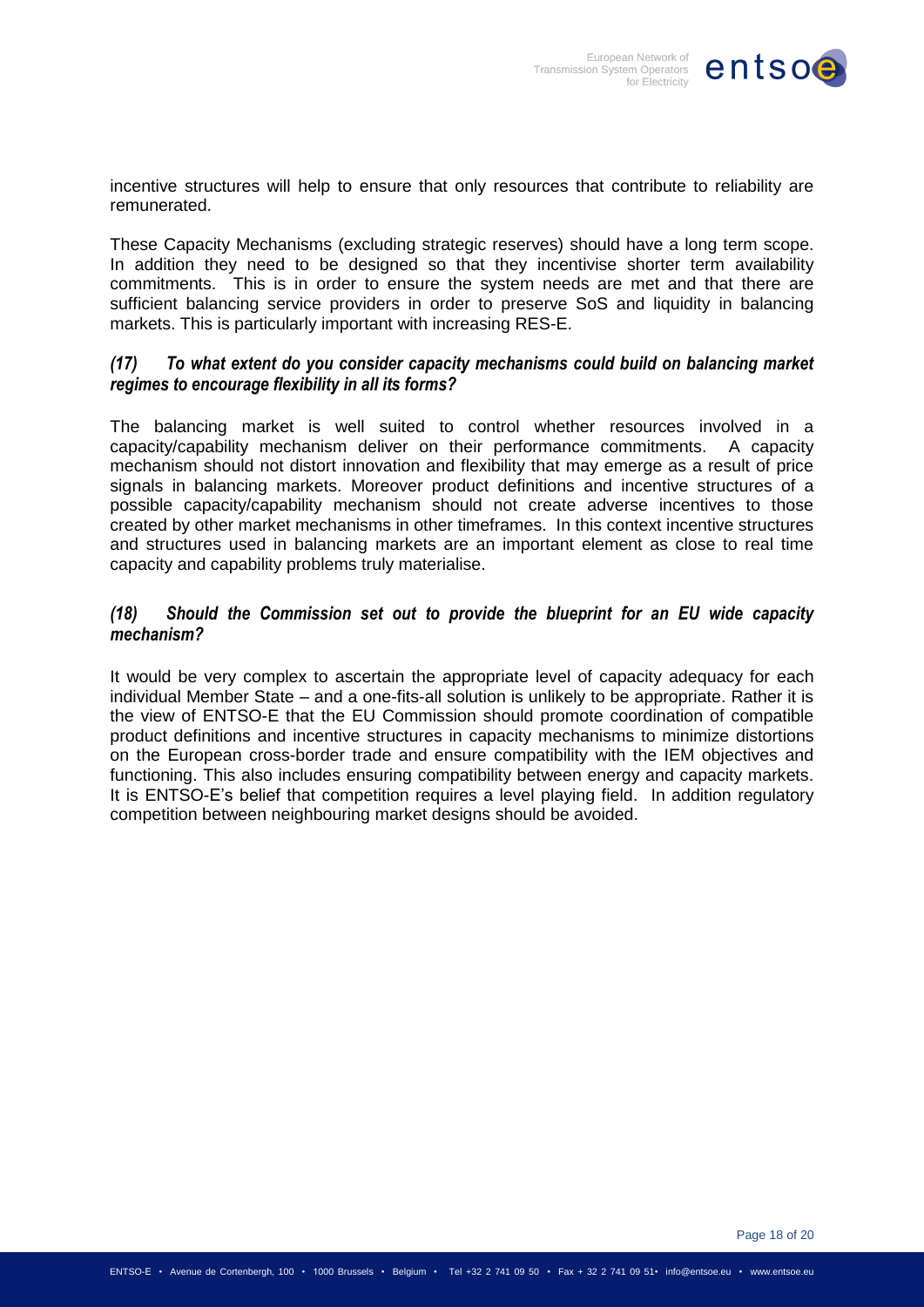incentive structures will help to ensure that only resources that contribute to reliability are remunerated.

These Capacity Mechanisms (excluding strategic reserves) should have a long term scope. In addition they need to be designed so that they incentivise shorter term availability commitments. This is in order to ensure the system needs are met and that there are sufficient balancing service providers in order to preserve SoS and liquidity in balancing markets. This is particularly important with increasing RES-E.

### *(17) To what extent do you consider capacity mechanisms could build on balancing market regimes to encourage flexibility in all its forms?*

The balancing market is well suited to control whether resources involved in a capacity/capability mechanism deliver on their performance commitments. A capacity mechanism should not distort innovation and flexibility that may emerge as a result of price signals in balancing markets. Moreover product definitions and incentive structures of a possible capacity/capability mechanism should not create adverse incentives to those created by other market mechanisms in other timeframes. In this context incentive structures and structures used in balancing markets are an important element as close to real time capacity and capability problems truly materialise.

### *(18) Should the Commission set out to provide the blueprint for an EU wide capacity mechanism?*

It would be very complex to ascertain the appropriate level of capacity adequacy for each individual Member State – and a one-fits-all solution is unlikely to be appropriate. Rather it is the view of ENTSO-E that the EU Commission should promote coordination of compatible product definitions and incentive structures in capacity mechanisms to minimize distortions on the European cross-border trade and ensure compatibility with the IEM objectives and functioning. This also includes ensuring compatibility between energy and capacity markets. It is ENTSO-E's belief that competition requires a level playing field. In addition regulatory competition between neighbouring market designs should be avoided.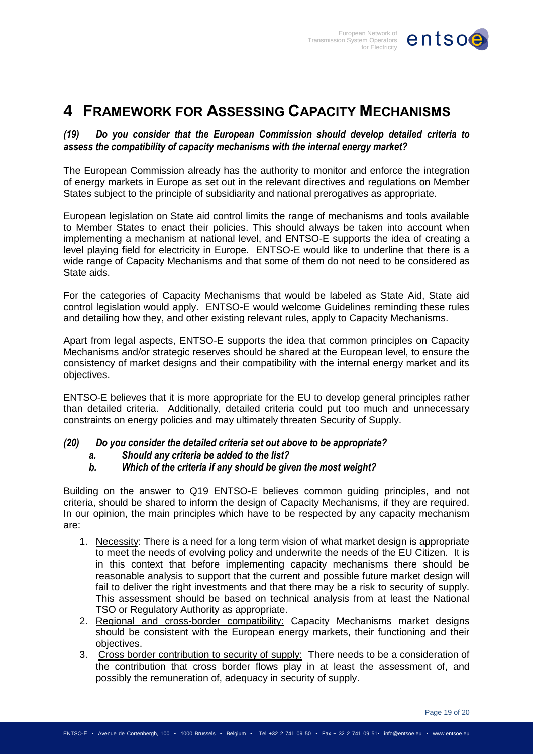# 4 FRAMEWORK FOR ASSESSING CAPACITY MECHANISMS

***(19) Do you consider that the European Commission should develop detailed criteria to assess the compatibility of capacity mechanisms with the internal energy market?***

The European Commission already has the authority to monitor and enforce the integration of energy markets in Europe as set out in the relevant directives and regulations on Member States subject to the principle of subsidiarity and national prerogatives as appropriate.

European legislation on State aid control limits the range of mechanisms and tools available to Member States to enact their policies. This should always be taken into account when implementing a mechanism at national level, and ENTSO-E supports the idea of creating a level playing field for electricity in Europe. ENTSO-E would like to underline that there is a wide range of Capacity Mechanisms and that some of them do not need to be considered as State aids.

For the categories of Capacity Mechanisms that would be labeled as State Aid, State aid control legislation would apply. ENTSO-E would welcome Guidelines reminding these rules and detailing how they, and other existing relevant rules, apply to Capacity Mechanisms.

Apart from legal aspects, ENTSO-E supports the idea that common principles on Capacity Mechanisms and/or strategic reserves should be shared at the European level, to ensure the consistency of market designs and their compatibility with the internal energy market and its objectives.

ENTSO-E believes that it is more appropriate for the EU to develop general principles rather than detailed criteria. Additionally, detailed criteria could put too much and unnecessary constraints on energy policies and may ultimately threaten Security of Supply.

***(20) Do you consider the detailed criteria set out above to be appropriate?***

***a. Should any criteria be added to the list?***

***b. Which of the criteria if any should be given the most weight?***

Building on the answer to Q19 ENTSO-E believes common guiding principles, and not criteria, should be shared to inform the design of Capacity Mechanisms, if they are required. In our opinion, the main principles which have to be respected by any capacity mechanism are:

1. Necessity: There is a need for a long term vision of what market design is appropriate to meet the needs of evolving policy and underwrite the needs of the EU Citizen. It is in this context that before implementing capacity mechanisms there should be reasonable analysis to support that the current and possible future market design will fail to deliver the right investments and that there may be a risk to security of supply. This assessment should be based on technical analysis from at least the National TSO or Regulatory Authority as appropriate.
2. Regional and cross-border compatibility: Capacity Mechanisms market designs should be consistent with the European energy markets, their functioning and their objectives.
3. Cross border contribution to security of supply: There needs to be a consideration of the contribution that cross border flows play in at least the assessment of, and possibly the remuneration of, adequacy in security of supply.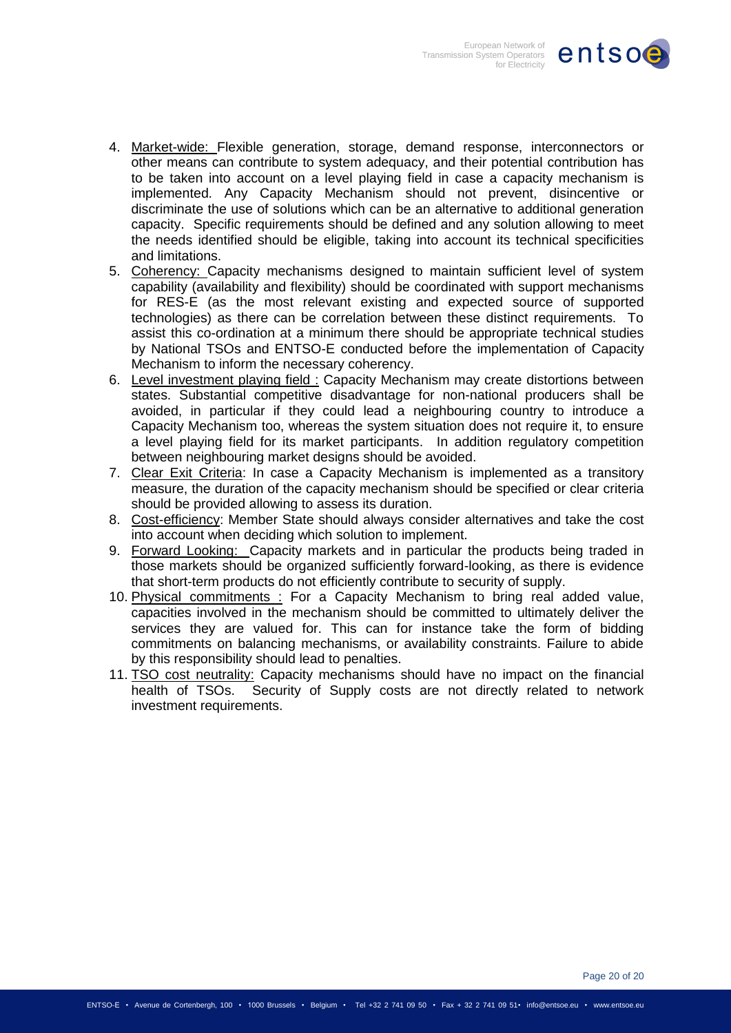4. Market-wide: Flexible generation, storage, demand response, interconnectors or other means can contribute to system adequacy, and their potential contribution has to be taken into account on a level playing field in case a capacity mechanism is implemented. Any Capacity Mechanism should not prevent, disincentive or discriminate the use of solutions which can be an alternative to additional generation capacity. Specific requirements should be defined and any solution allowing to meet the needs identified should be eligible, taking into account its technical specificities and limitations.
5. Coherency: Capacity mechanisms designed to maintain sufficient level of system capability (availability and flexibility) should be coordinated with support mechanisms for RES-E (as the most relevant existing and expected source of supported technologies) as there can be correlation between these distinct requirements. To assist this co-ordination at a minimum there should be appropriate technical studies by National TSOs and ENTSO-E conducted before the implementation of Capacity Mechanism to inform the necessary coherency.
6. Level investment playing field : Capacity Mechanism may create distortions between states. Substantial competitive disadvantage for non-national producers shall be avoided, in particular if they could lead a neighbouring country to introduce a Capacity Mechanism too, whereas the system situation does not require it, to ensure a level playing field for its market participants. In addition regulatory competition between neighbouring market designs should be avoided.
7. Clear Exit Criteria: In case a Capacity Mechanism is implemented as a transitory measure, the duration of the capacity mechanism should be specified or clear criteria should be provided allowing to assess its duration.
8. Cost-efficiency: Member State should always consider alternatives and take the cost into account when deciding which solution to implement.
9. Forward Looking: Capacity markets and in particular the products being traded in those markets should be organized sufficiently forward-looking, as there is evidence that short-term products do not efficiently contribute to security of supply.
10. Physical commitments : For a Capacity Mechanism to bring real added value, capacities involved in the mechanism should be committed to ultimately deliver the services they are valued for. This can for instance take the form of bidding commitments on balancing mechanisms, or availability constraints. Failure to abide by this responsibility should lead to penalties.
11. TSO cost neutrality: Capacity mechanisms should have no impact on the financial health of TSOs. Security of Supply costs are not directly related to network investment requirements.